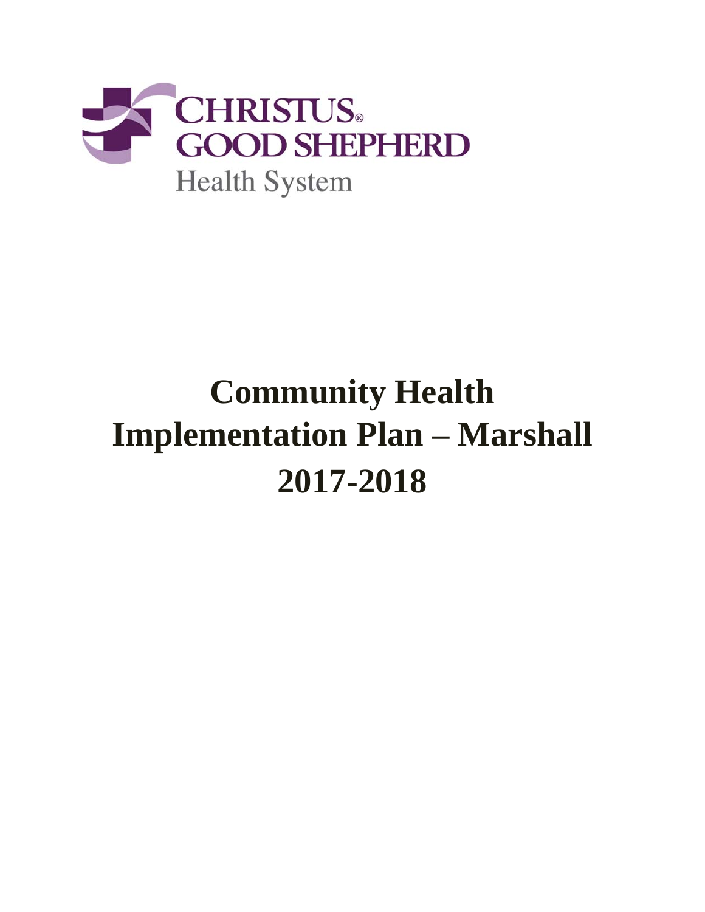CHRISTUS® GOOD SHEPHERD

Health System

# Community Health Implementation Plan – Marshall 2017-2018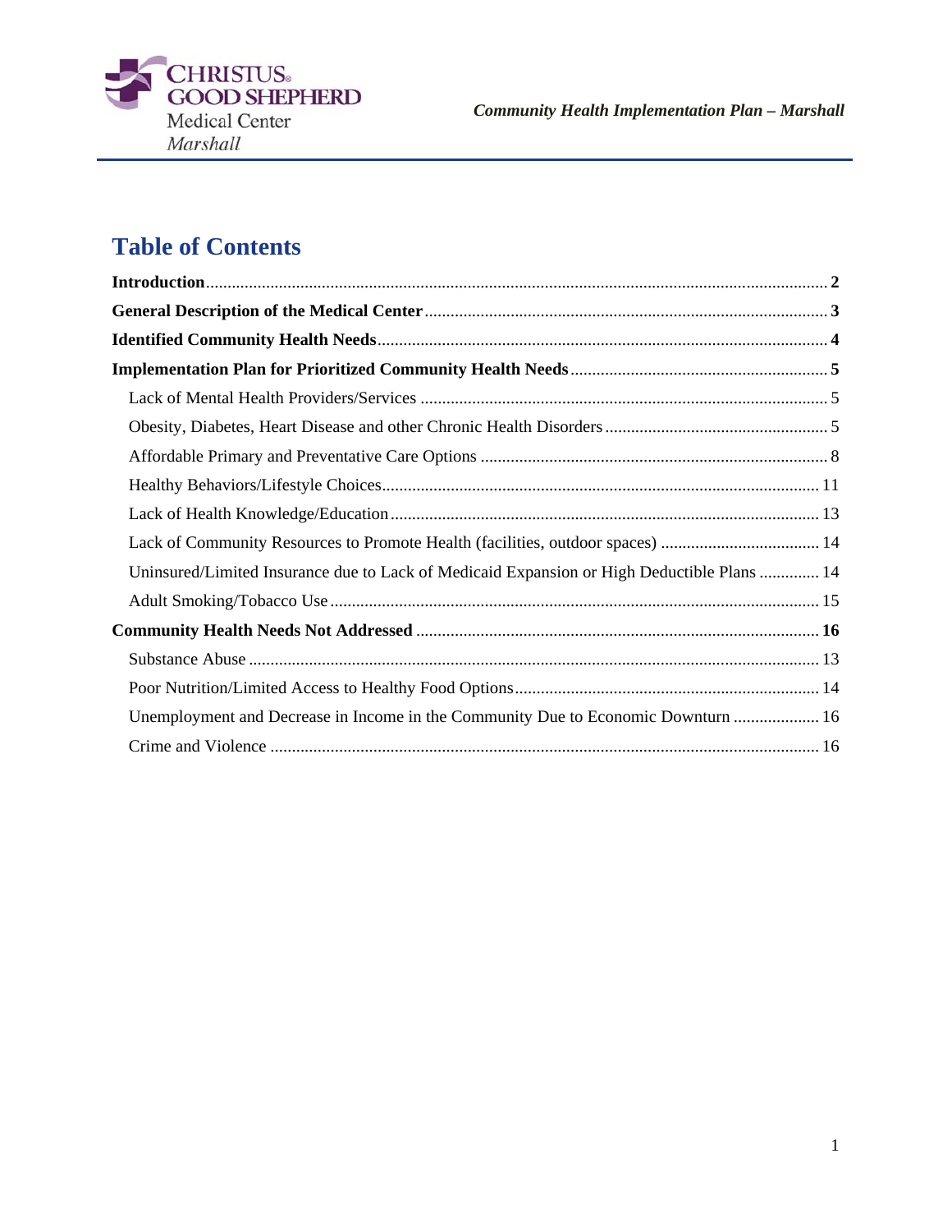# Table of Contents

**Introduction** .......... **2**

**General Description of the Medical Center** .......... **3**

**Identified Community Health Needs** .......... **4**

**Implementation Plan for Prioritized Community Health Needs** .......... **5**

- Lack of Mental Health Providers/Services .......... 5
- Obesity, Diabetes, Heart Disease and other Chronic Health Disorders .......... 5
- Affordable Primary and Preventative Care Options .......... 8
- Healthy Behaviors/Lifestyle Choices .......... 11
- Lack of Health Knowledge/Education .......... 13
- Lack of Community Resources to Promote Health (facilities, outdoor spaces) .......... 14
- Uninsured/Limited Insurance due to Lack of Medicaid Expansion or High Deductible Plans .......... 14
- Adult Smoking/Tobacco Use .......... 15

**Community Health Needs Not Addressed** .......... **16**

- Substance Abuse .......... 13
- Poor Nutrition/Limited Access to Healthy Food Options .......... 14
- Unemployment and Decrease in Income in the Community Due to Economic Downturn .......... 16
- Crime and Violence .......... 16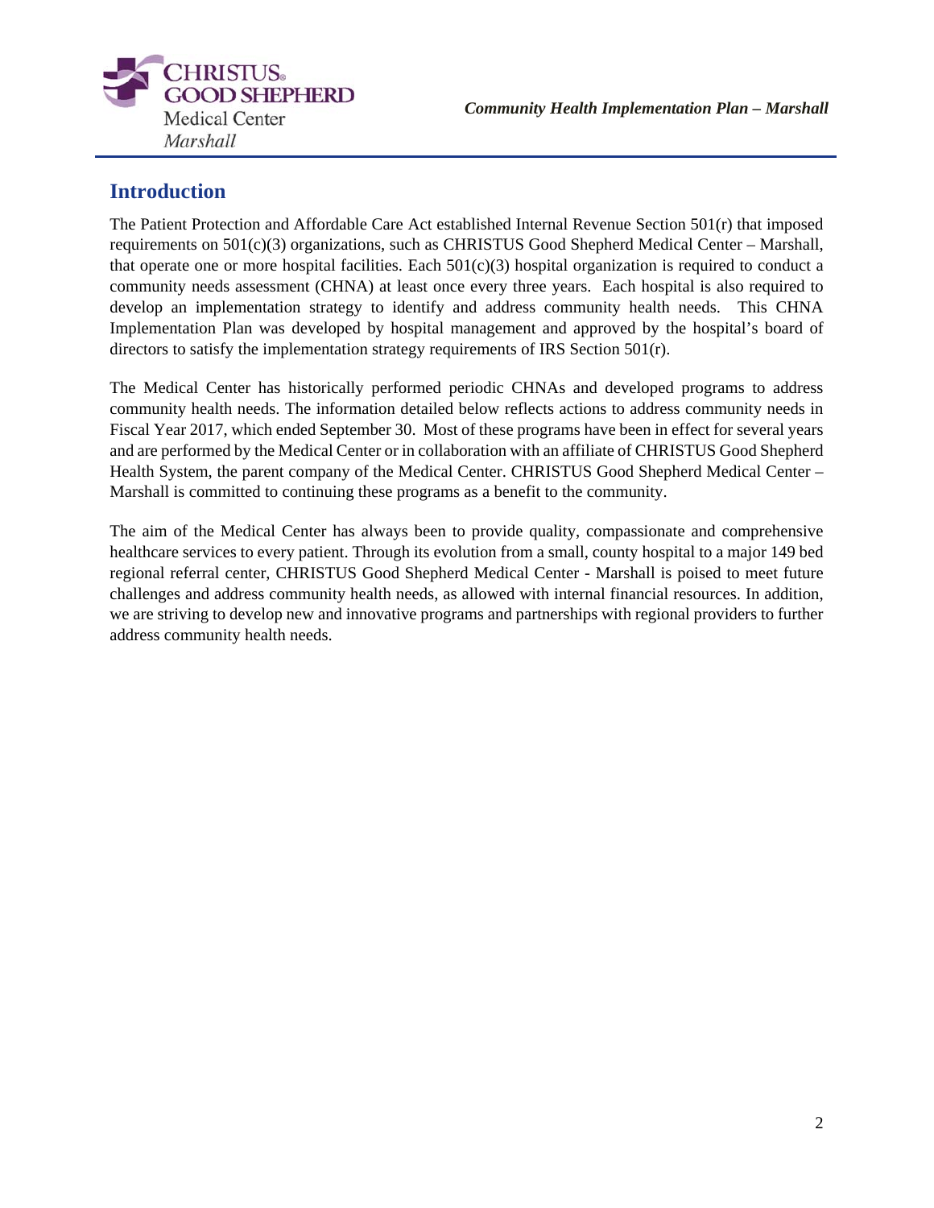## Introduction

The Patient Protection and Affordable Care Act established Internal Revenue Section 501(r) that imposed requirements on 501(c)(3) organizations, such as CHRISTUS Good Shepherd Medical Center – Marshall, that operate one or more hospital facilities. Each 501(c)(3) hospital organization is required to conduct a community needs assessment (CHNA) at least once every three years. Each hospital is also required to develop an implementation strategy to identify and address community health needs. This CHNA Implementation Plan was developed by hospital management and approved by the hospital's board of directors to satisfy the implementation strategy requirements of IRS Section 501(r).

The Medical Center has historically performed periodic CHNAs and developed programs to address community health needs. The information detailed below reflects actions to address community needs in Fiscal Year 2017, which ended September 30. Most of these programs have been in effect for several years and are performed by the Medical Center or in collaboration with an affiliate of CHRISTUS Good Shepherd Health System, the parent company of the Medical Center. CHRISTUS Good Shepherd Medical Center – Marshall is committed to continuing these programs as a benefit to the community.

The aim of the Medical Center has always been to provide quality, compassionate and comprehensive healthcare services to every patient. Through its evolution from a small, county hospital to a major 149 bed regional referral center, CHRISTUS Good Shepherd Medical Center - Marshall is poised to meet future challenges and address community health needs, as allowed with internal financial resources. In addition, we are striving to develop new and innovative programs and partnerships with regional providers to further address community health needs.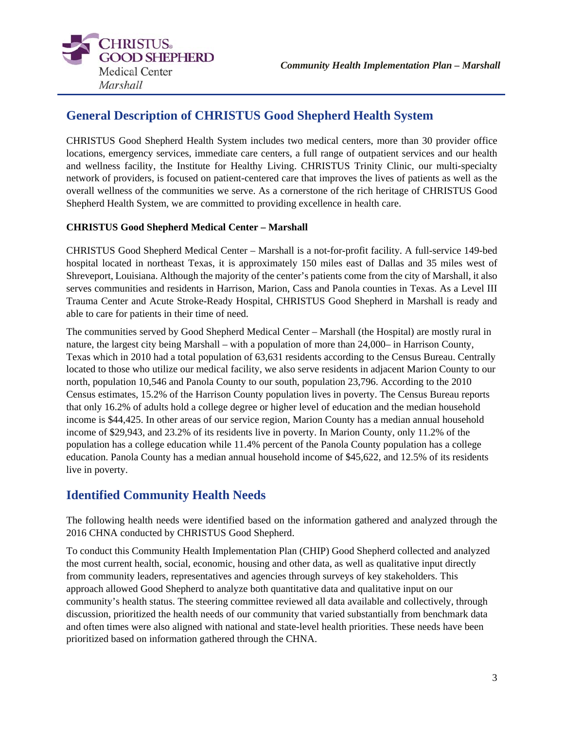## General Description of CHRISTUS Good Shepherd Health System

CHRISTUS Good Shepherd Health System includes two medical centers, more than 30 provider office locations, emergency services, immediate care centers, a full range of outpatient services and our health and wellness facility, the Institute for Healthy Living. CHRISTUS Trinity Clinic, our multi-specialty network of providers, is focused on patient-centered care that improves the lives of patients as well as the overall wellness of the communities we serve. As a cornerstone of the rich heritage of CHRISTUS Good Shepherd Health System, we are committed to providing excellence in health care.

**CHRISTUS Good Shepherd Medical Center – Marshall**

CHRISTUS Good Shepherd Medical Center – Marshall is a not-for-profit facility. A full-service 149-bed hospital located in northeast Texas, it is approximately 150 miles east of Dallas and 35 miles west of Shreveport, Louisiana. Although the majority of the center's patients come from the city of Marshall, it also serves communities and residents in Harrison, Marion, Cass and Panola counties in Texas. As a Level III Trauma Center and Acute Stroke-Ready Hospital, CHRISTUS Good Shepherd in Marshall is ready and able to care for patients in their time of need.

The communities served by Good Shepherd Medical Center – Marshall (the Hospital) are mostly rural in nature, the largest city being Marshall – with a population of more than 24,000– in Harrison County, Texas which in 2010 had a total population of 63,631 residents according to the Census Bureau. Centrally located to those who utilize our medical facility, we also serve residents in adjacent Marion County to our north, population 10,546 and Panola County to our south, population 23,796. According to the 2010 Census estimates, 15.2% of the Harrison County population lives in poverty. The Census Bureau reports that only 16.2% of adults hold a college degree or higher level of education and the median household income is $44,425. In other areas of our service region, Marion County has a median annual household income of $29,943, and 23.2% of its residents live in poverty. In Marion County, only 11.2% of the population has a college education while 11.4% percent of the Panola County population has a college education. Panola County has a median annual household income of $45,622, and 12.5% of its residents live in poverty.

## Identified Community Health Needs

The following health needs were identified based on the information gathered and analyzed through the 2016 CHNA conducted by CHRISTUS Good Shepherd.

To conduct this Community Health Implementation Plan (CHIP) Good Shepherd collected and analyzed the most current health, social, economic, housing and other data, as well as qualitative input directly from community leaders, representatives and agencies through surveys of key stakeholders. This approach allowed Good Shepherd to analyze both quantitative data and qualitative input on our community's health status. The steering committee reviewed all data available and collectively, through discussion, prioritized the health needs of our community that varied substantially from benchmark data and often times were also aligned with national and state-level health priorities. These needs have been prioritized based on information gathered through the CHNA.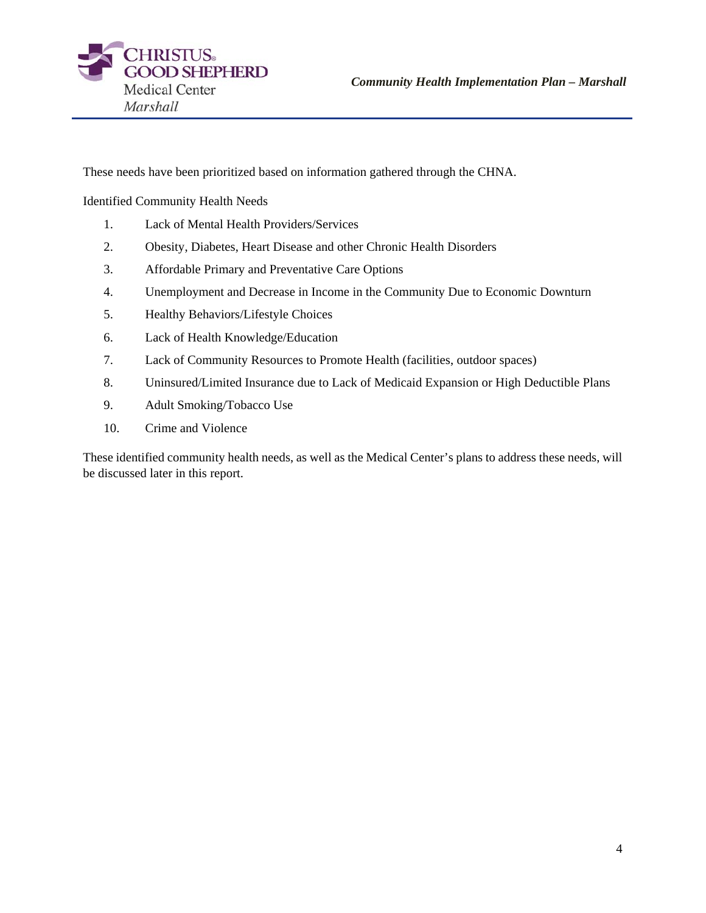These needs have been prioritized based on information gathered through the CHNA.

Identified Community Health Needs

1. Lack of Mental Health Providers/Services
2. Obesity, Diabetes, Heart Disease and other Chronic Health Disorders
3. Affordable Primary and Preventative Care Options
4. Unemployment and Decrease in Income in the Community Due to Economic Downturn
5. Healthy Behaviors/Lifestyle Choices
6. Lack of Health Knowledge/Education
7. Lack of Community Resources to Promote Health (facilities, outdoor spaces)
8. Uninsured/Limited Insurance due to Lack of Medicaid Expansion or High Deductible Plans
9. Adult Smoking/Tobacco Use
10. Crime and Violence

These identified community health needs, as well as the Medical Center's plans to address these needs, will be discussed later in this report.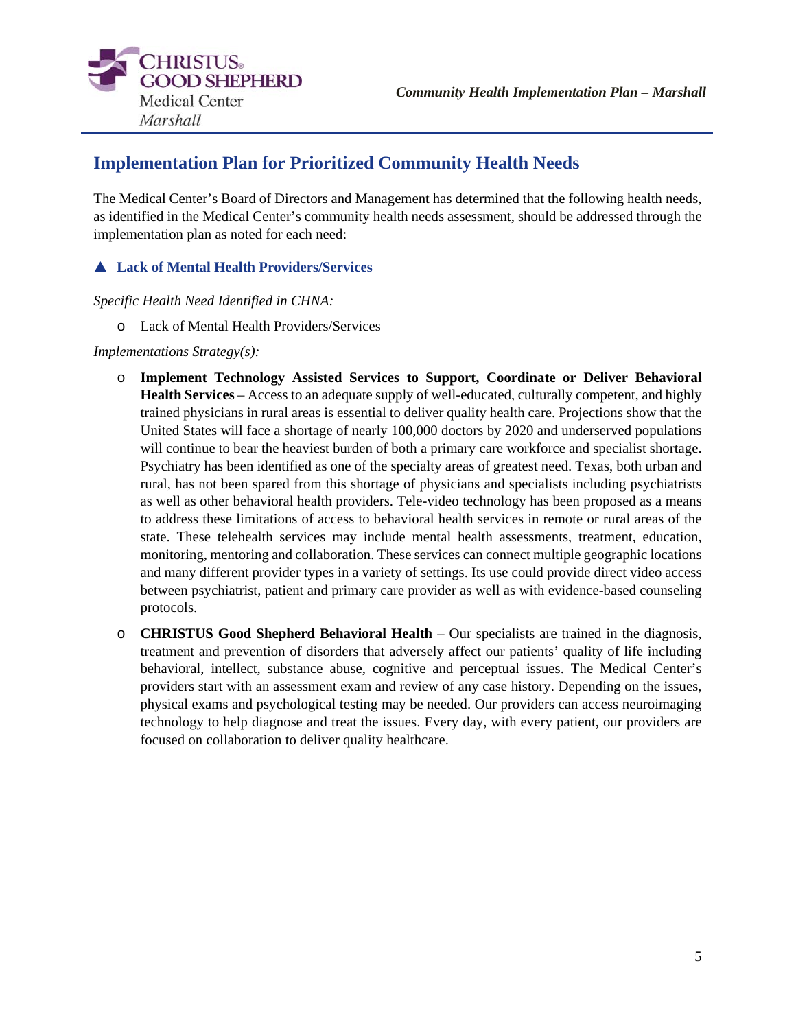## Implementation Plan for Prioritized Community Health Needs

The Medical Center's Board of Directors and Management has determined that the following health needs, as identified in the Medical Center's community health needs assessment, should be addressed through the implementation plan as noted for each need:

### ▲ Lack of Mental Health Providers/Services

*Specific Health Need Identified in CHNA:*

- Lack of Mental Health Providers/Services

*Implementations Strategy(s):*

- **Implement Technology Assisted Services to Support, Coordinate or Deliver Behavioral Health Services** – Access to an adequate supply of well-educated, culturally competent, and highly trained physicians in rural areas is essential to deliver quality health care. Projections show that the United States will face a shortage of nearly 100,000 doctors by 2020 and underserved populations will continue to bear the heaviest burden of both a primary care workforce and specialist shortage. Psychiatry has been identified as one of the specialty areas of greatest need. Texas, both urban and rural, has not been spared from this shortage of physicians and specialists including psychiatrists as well as other behavioral health providers. Tele-video technology has been proposed as a means to address these limitations of access to behavioral health services in remote or rural areas of the state. These telehealth services may include mental health assessments, treatment, education, monitoring, mentoring and collaboration. These services can connect multiple geographic locations and many different provider types in a variety of settings. Its use could provide direct video access between psychiatrist, patient and primary care provider as well as with evidence-based counseling protocols.
- **CHRISTUS Good Shepherd Behavioral Health** – Our specialists are trained in the diagnosis, treatment and prevention of disorders that adversely affect our patients' quality of life including behavioral, intellect, substance abuse, cognitive and perceptual issues. The Medical Center's providers start with an assessment exam and review of any case history. Depending on the issues, physical exams and psychological testing may be needed. Our providers can access neuroimaging technology to help diagnose and treat the issues. Every day, with every patient, our providers are focused on collaboration to deliver quality healthcare.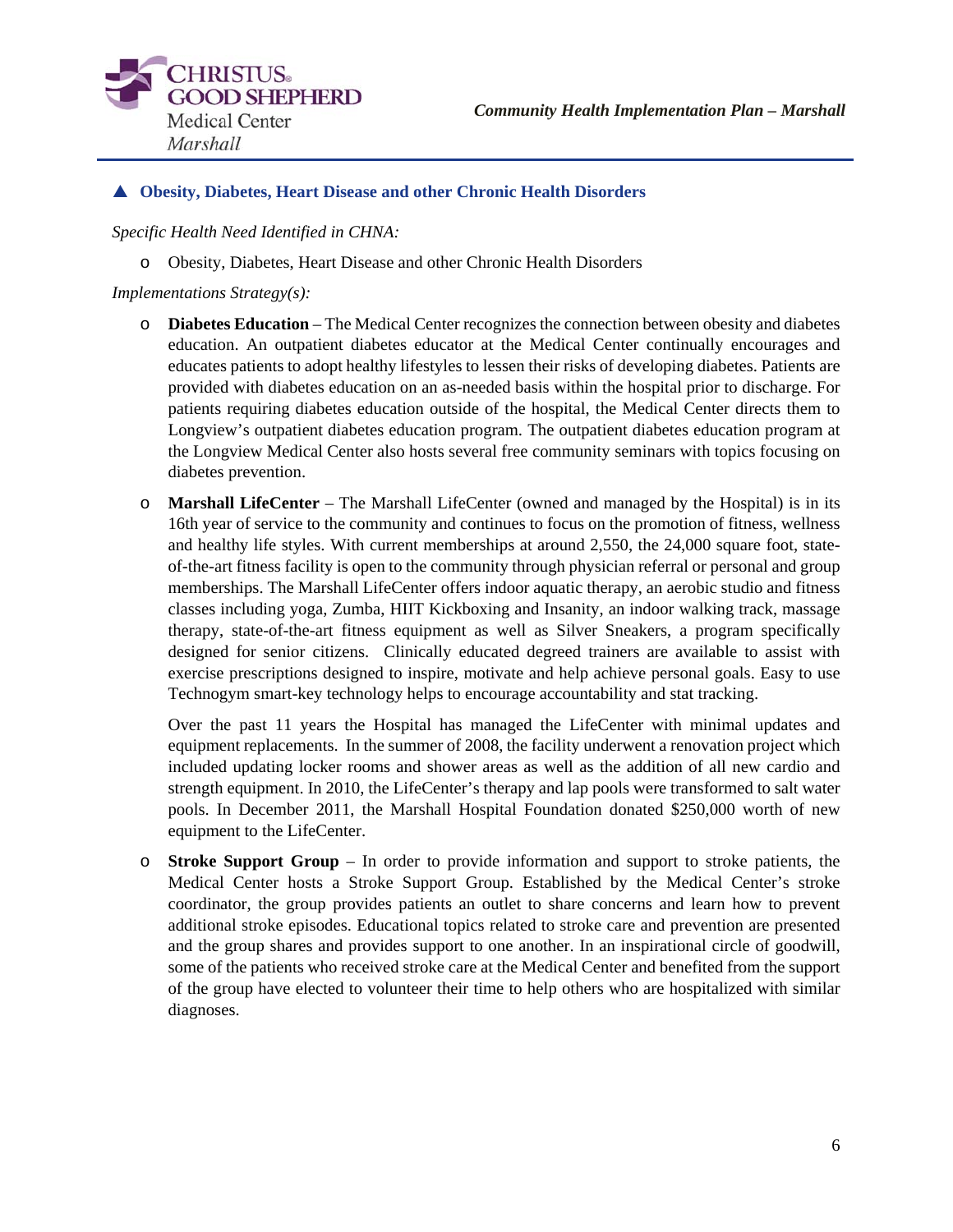### ▲ Obesity, Diabetes, Heart Disease and other Chronic Health Disorders

*Specific Health Need Identified in CHNA:*

- Obesity, Diabetes, Heart Disease and other Chronic Health Disorders

*Implementations Strategy(s):*

- **Diabetes Education** – The Medical Center recognizes the connection between obesity and diabetes education. An outpatient diabetes educator at the Medical Center continually encourages and educates patients to adopt healthy lifestyles to lessen their risks of developing diabetes. Patients are provided with diabetes education on an as-needed basis within the hospital prior to discharge. For patients requiring diabetes education outside of the hospital, the Medical Center directs them to Longview's outpatient diabetes education program. The outpatient diabetes education program at the Longview Medical Center also hosts several free community seminars with topics focusing on diabetes prevention.

- **Marshall LifeCenter** – The Marshall LifeCenter (owned and managed by the Hospital) is in its 16th year of service to the community and continues to focus on the promotion of fitness, wellness and healthy life styles. With current memberships at around 2,550, the 24,000 square foot, state-of-the-art fitness facility is open to the community through physician referral or personal and group memberships. The Marshall LifeCenter offers indoor aquatic therapy, an aerobic studio and fitness classes including yoga, Zumba, HIIT Kickboxing and Insanity, an indoor walking track, massage therapy, state-of-the-art fitness equipment as well as Silver Sneakers, a program specifically designed for senior citizens. Clinically educated degreed trainers are available to assist with exercise prescriptions designed to inspire, motivate and help achieve personal goals. Easy to use Technogym smart-key technology helps to encourage accountability and stat tracking.

  Over the past 11 years the Hospital has managed the LifeCenter with minimal updates and equipment replacements. In the summer of 2008, the facility underwent a renovation project which included updating locker rooms and shower areas as well as the addition of all new cardio and strength equipment. In 2010, the LifeCenter's therapy and lap pools were transformed to salt water pools. In December 2011, the Marshall Hospital Foundation donated $250,000 worth of new equipment to the LifeCenter.

- **Stroke Support Group** – In order to provide information and support to stroke patients, the Medical Center hosts a Stroke Support Group. Established by the Medical Center's stroke coordinator, the group provides patients an outlet to share concerns and learn how to prevent additional stroke episodes. Educational topics related to stroke care and prevention are presented and the group shares and provides support to one another. In an inspirational circle of goodwill, some of the patients who received stroke care at the Medical Center and benefited from the support of the group have elected to volunteer their time to help others who are hospitalized with similar diagnoses.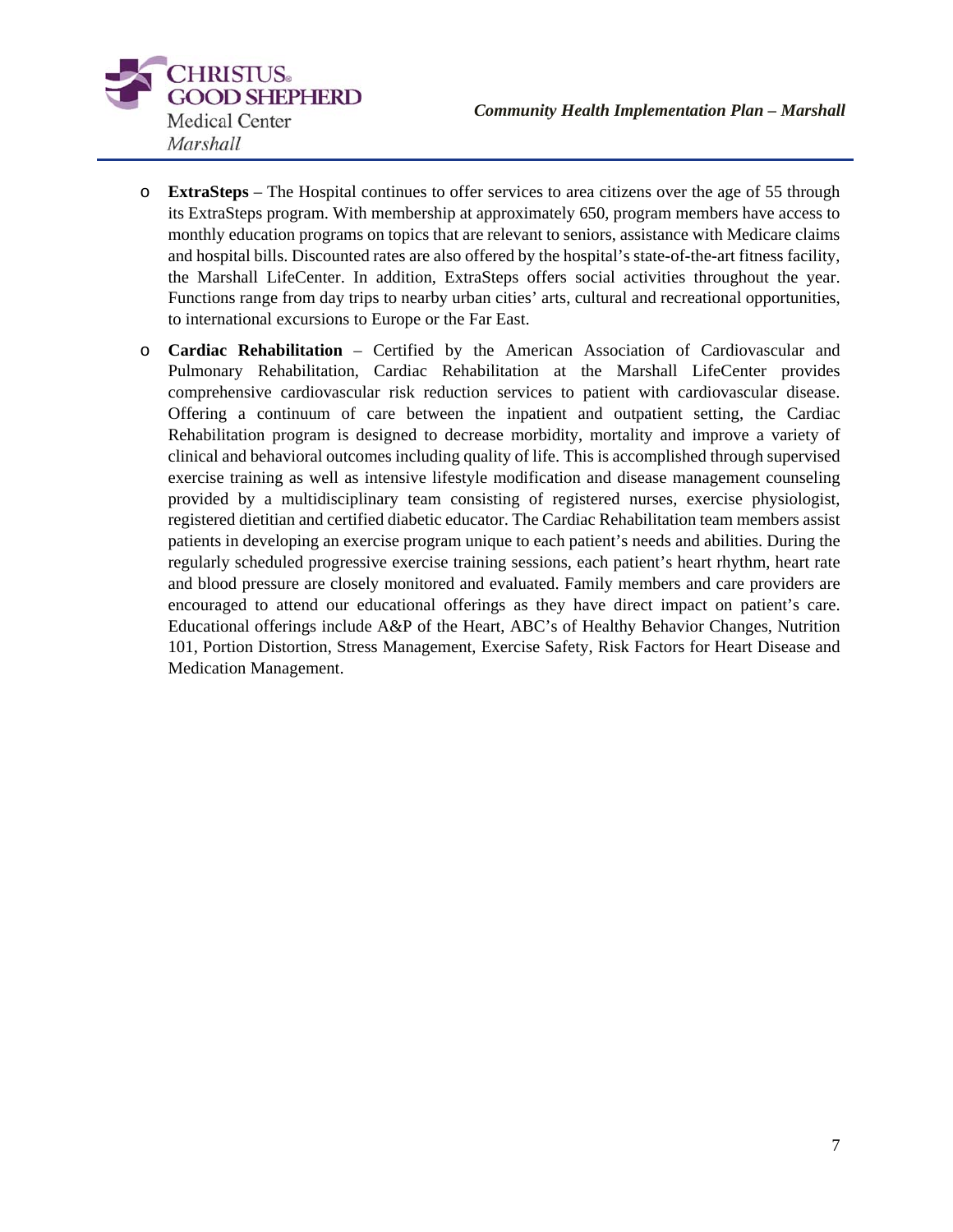- **ExtraSteps** – The Hospital continues to offer services to area citizens over the age of 55 through its ExtraSteps program. With membership at approximately 650, program members have access to monthly education programs on topics that are relevant to seniors, assistance with Medicare claims and hospital bills. Discounted rates are also offered by the hospital's state-of-the-art fitness facility, the Marshall LifeCenter. In addition, ExtraSteps offers social activities throughout the year. Functions range from day trips to nearby urban cities' arts, cultural and recreational opportunities, to international excursions to Europe or the Far East.
- **Cardiac Rehabilitation** – Certified by the American Association of Cardiovascular and Pulmonary Rehabilitation, Cardiac Rehabilitation at the Marshall LifeCenter provides comprehensive cardiovascular risk reduction services to patient with cardiovascular disease. Offering a continuum of care between the inpatient and outpatient setting, the Cardiac Rehabilitation program is designed to decrease morbidity, mortality and improve a variety of clinical and behavioral outcomes including quality of life. This is accomplished through supervised exercise training as well as intensive lifestyle modification and disease management counseling provided by a multidisciplinary team consisting of registered nurses, exercise physiologist, registered dietitian and certified diabetic educator. The Cardiac Rehabilitation team members assist patients in developing an exercise program unique to each patient's needs and abilities. During the regularly scheduled progressive exercise training sessions, each patient's heart rhythm, heart rate and blood pressure are closely monitored and evaluated. Family members and care providers are encouraged to attend our educational offerings as they have direct impact on patient's care. Educational offerings include A&P of the Heart, ABC's of Healthy Behavior Changes, Nutrition 101, Portion Distortion, Stress Management, Exercise Safety, Risk Factors for Heart Disease and Medication Management.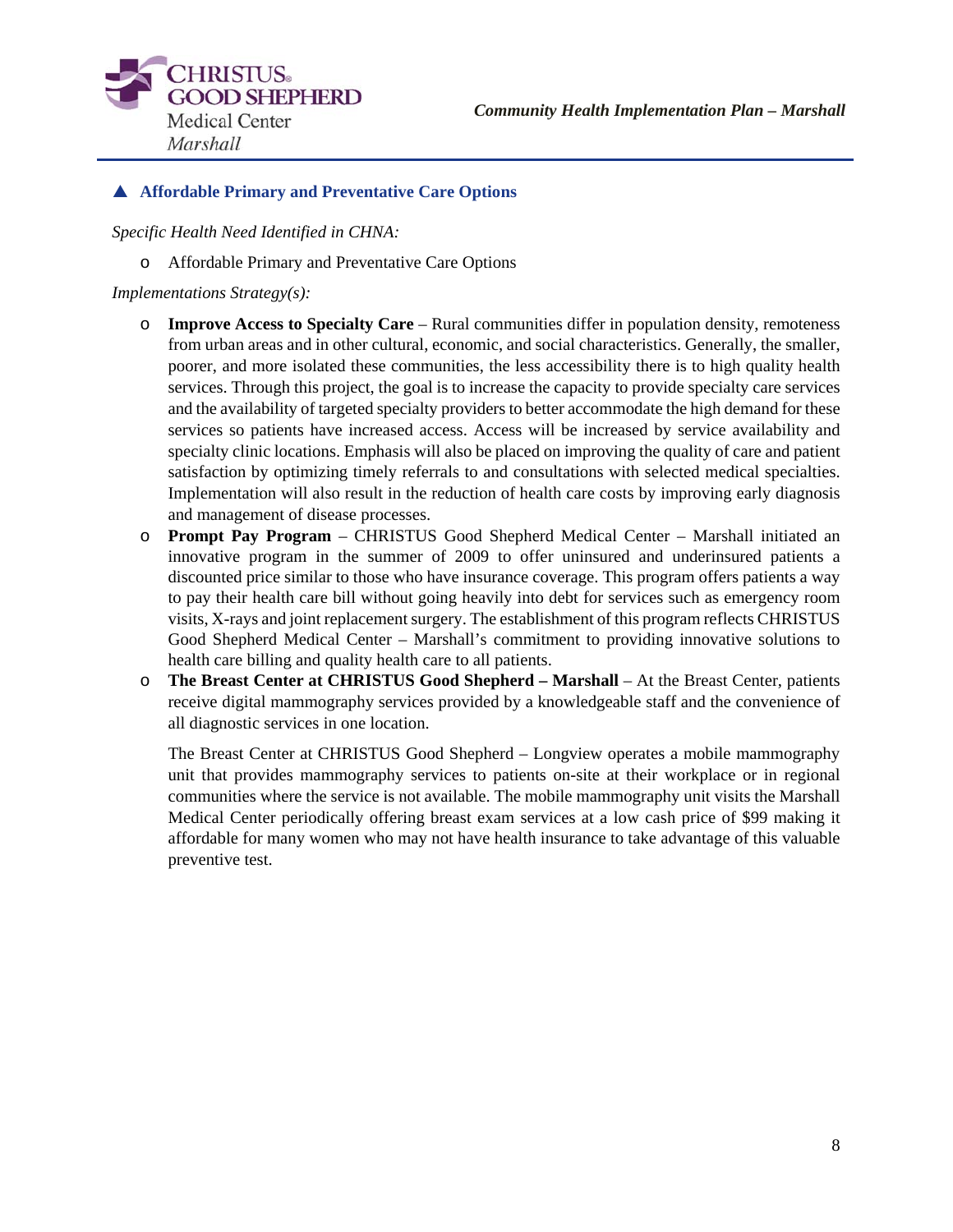## ▲ Affordable Primary and Preventative Care Options

*Specific Health Need Identified in CHNA:*

- Affordable Primary and Preventative Care Options

*Implementations Strategy(s):*

- **Improve Access to Specialty Care** – Rural communities differ in population density, remoteness from urban areas and in other cultural, economic, and social characteristics. Generally, the smaller, poorer, and more isolated these communities, the less accessibility there is to high quality health services. Through this project, the goal is to increase the capacity to provide specialty care services and the availability of targeted specialty providers to better accommodate the high demand for these services so patients have increased access. Access will be increased by service availability and specialty clinic locations. Emphasis will also be placed on improving the quality of care and patient satisfaction by optimizing timely referrals to and consultations with selected medical specialties. Implementation will also result in the reduction of health care costs by improving early diagnosis and management of disease processes.
- **Prompt Pay Program** – CHRISTUS Good Shepherd Medical Center – Marshall initiated an innovative program in the summer of 2009 to offer uninsured and underinsured patients a discounted price similar to those who have insurance coverage. This program offers patients a way to pay their health care bill without going heavily into debt for services such as emergency room visits, X-rays and joint replacement surgery. The establishment of this program reflects CHRISTUS Good Shepherd Medical Center – Marshall's commitment to providing innovative solutions to health care billing and quality health care to all patients.
- **The Breast Center at CHRISTUS Good Shepherd – Marshall** – At the Breast Center, patients receive digital mammography services provided by a knowledgeable staff and the convenience of all diagnostic services in one location.

  The Breast Center at CHRISTUS Good Shepherd – Longview operates a mobile mammography unit that provides mammography services to patients on-site at their workplace or in regional communities where the service is not available. The mobile mammography unit visits the Marshall Medical Center periodically offering breast exam services at a low cash price of $99 making it affordable for many women who may not have health insurance to take advantage of this valuable preventive test.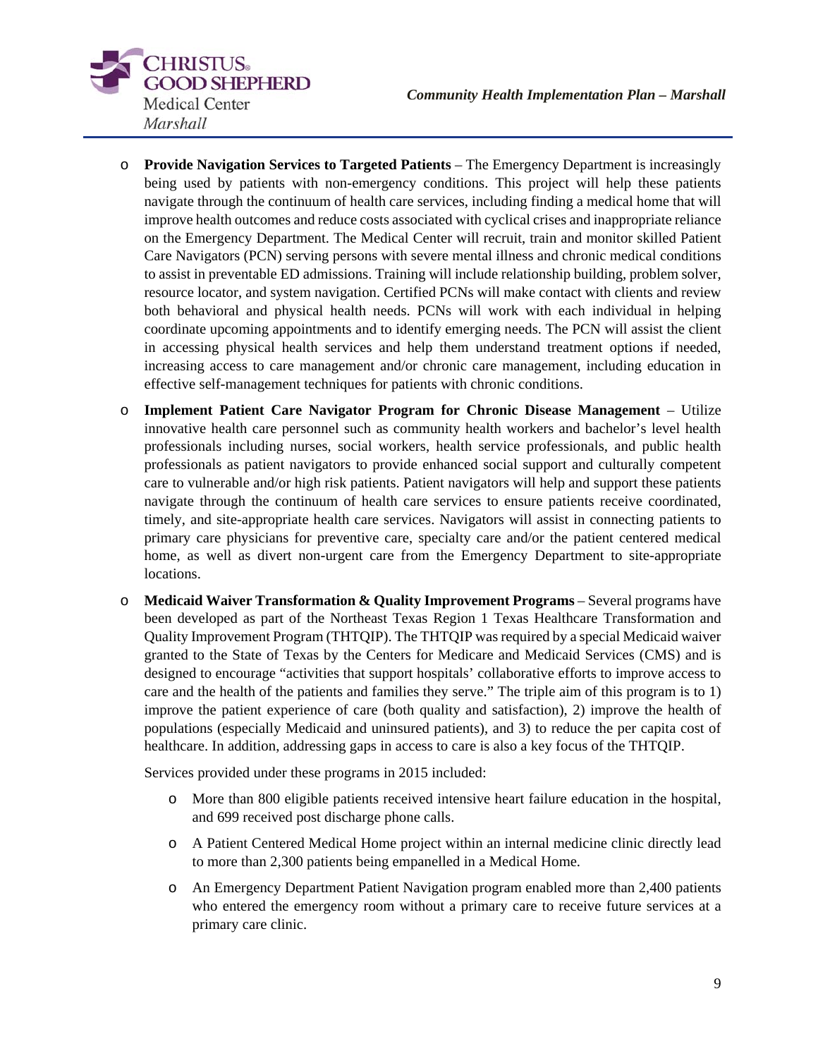- **Provide Navigation Services to Targeted Patients** – The Emergency Department is increasingly being used by patients with non-emergency conditions. This project will help these patients navigate through the continuum of health care services, including finding a medical home that will improve health outcomes and reduce costs associated with cyclical crises and inappropriate reliance on the Emergency Department. The Medical Center will recruit, train and monitor skilled Patient Care Navigators (PCN) serving persons with severe mental illness and chronic medical conditions to assist in preventable ED admissions. Training will include relationship building, problem solver, resource locator, and system navigation. Certified PCNs will make contact with clients and review both behavioral and physical health needs. PCNs will work with each individual in helping coordinate upcoming appointments and to identify emerging needs. The PCN will assist the client in accessing physical health services and help them understand treatment options if needed, increasing access to care management and/or chronic care management, including education in effective self-management techniques for patients with chronic conditions.
- **Implement Patient Care Navigator Program for Chronic Disease Management** – Utilize innovative health care personnel such as community health workers and bachelor's level health professionals including nurses, social workers, health service professionals, and public health professionals as patient navigators to provide enhanced social support and culturally competent care to vulnerable and/or high risk patients. Patient navigators will help and support these patients navigate through the continuum of health care services to ensure patients receive coordinated, timely, and site-appropriate health care services. Navigators will assist in connecting patients to primary care physicians for preventive care, specialty care and/or the patient centered medical home, as well as divert non-urgent care from the Emergency Department to site-appropriate locations.
- **Medicaid Waiver Transformation & Quality Improvement Programs** – Several programs have been developed as part of the Northeast Texas Region 1 Texas Healthcare Transformation and Quality Improvement Program (THTQIP). The THTQIP was required by a special Medicaid waiver granted to the State of Texas by the Centers for Medicare and Medicaid Services (CMS) and is designed to encourage "activities that support hospitals' collaborative efforts to improve access to care and the health of the patients and families they serve." The triple aim of this program is to 1) improve the patient experience of care (both quality and satisfaction), 2) improve the health of populations (especially Medicaid and uninsured patients), and 3) to reduce the per capita cost of healthcare. In addition, addressing gaps in access to care is also a key focus of the THTQIP.

  Services provided under these programs in 2015 included:

  - More than 800 eligible patients received intensive heart failure education in the hospital, and 699 received post discharge phone calls.
  - A Patient Centered Medical Home project within an internal medicine clinic directly lead to more than 2,300 patients being empanelled in a Medical Home.
  - An Emergency Department Patient Navigation program enabled more than 2,400 patients who entered the emergency room without a primary care to receive future services at a primary care clinic.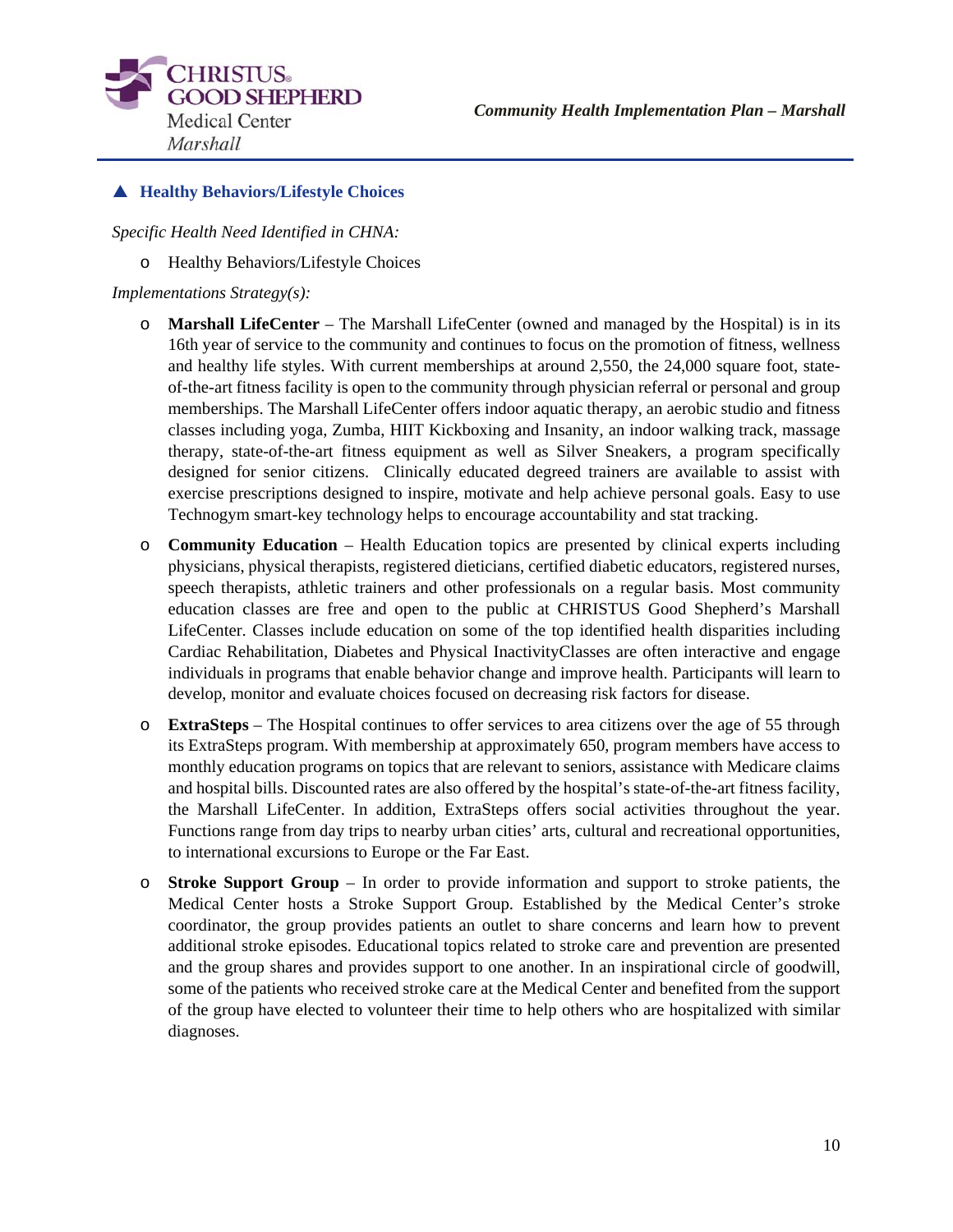## ▲ Healthy Behaviors/Lifestyle Choices

*Specific Health Need Identified in CHNA:*

- Healthy Behaviors/Lifestyle Choices

*Implementations Strategy(s):*

- **Marshall LifeCenter** – The Marshall LifeCenter (owned and managed by the Hospital) is in its 16th year of service to the community and continues to focus on the promotion of fitness, wellness and healthy life styles. With current memberships at around 2,550, the 24,000 square foot, state-of-the-art fitness facility is open to the community through physician referral or personal and group memberships. The Marshall LifeCenter offers indoor aquatic therapy, an aerobic studio and fitness classes including yoga, Zumba, HIIT Kickboxing and Insanity, an indoor walking track, massage therapy, state-of-the-art fitness equipment as well as Silver Sneakers, a program specifically designed for senior citizens. Clinically educated degreed trainers are available to assist with exercise prescriptions designed to inspire, motivate and help achieve personal goals. Easy to use Technogym smart-key technology helps to encourage accountability and stat tracking.
- **Community Education** – Health Education topics are presented by clinical experts including physicians, physical therapists, registered dieticians, certified diabetic educators, registered nurses, speech therapists, athletic trainers and other professionals on a regular basis. Most community education classes are free and open to the public at CHRISTUS Good Shepherd's Marshall LifeCenter. Classes include education on some of the top identified health disparities including Cardiac Rehabilitation, Diabetes and Physical InactivityClasses are often interactive and engage individuals in programs that enable behavior change and improve health. Participants will learn to develop, monitor and evaluate choices focused on decreasing risk factors for disease.
- **ExtraSteps** – The Hospital continues to offer services to area citizens over the age of 55 through its ExtraSteps program. With membership at approximately 650, program members have access to monthly education programs on topics that are relevant to seniors, assistance with Medicare claims and hospital bills. Discounted rates are also offered by the hospital's state-of-the-art fitness facility, the Marshall LifeCenter. In addition, ExtraSteps offers social activities throughout the year. Functions range from day trips to nearby urban cities' arts, cultural and recreational opportunities, to international excursions to Europe or the Far East.
- **Stroke Support Group** – In order to provide information and support to stroke patients, the Medical Center hosts a Stroke Support Group. Established by the Medical Center's stroke coordinator, the group provides patients an outlet to share concerns and learn how to prevent additional stroke episodes. Educational topics related to stroke care and prevention are presented and the group shares and provides support to one another. In an inspirational circle of goodwill, some of the patients who received stroke care at the Medical Center and benefited from the support of the group have elected to volunteer their time to help others who are hospitalized with similar diagnoses.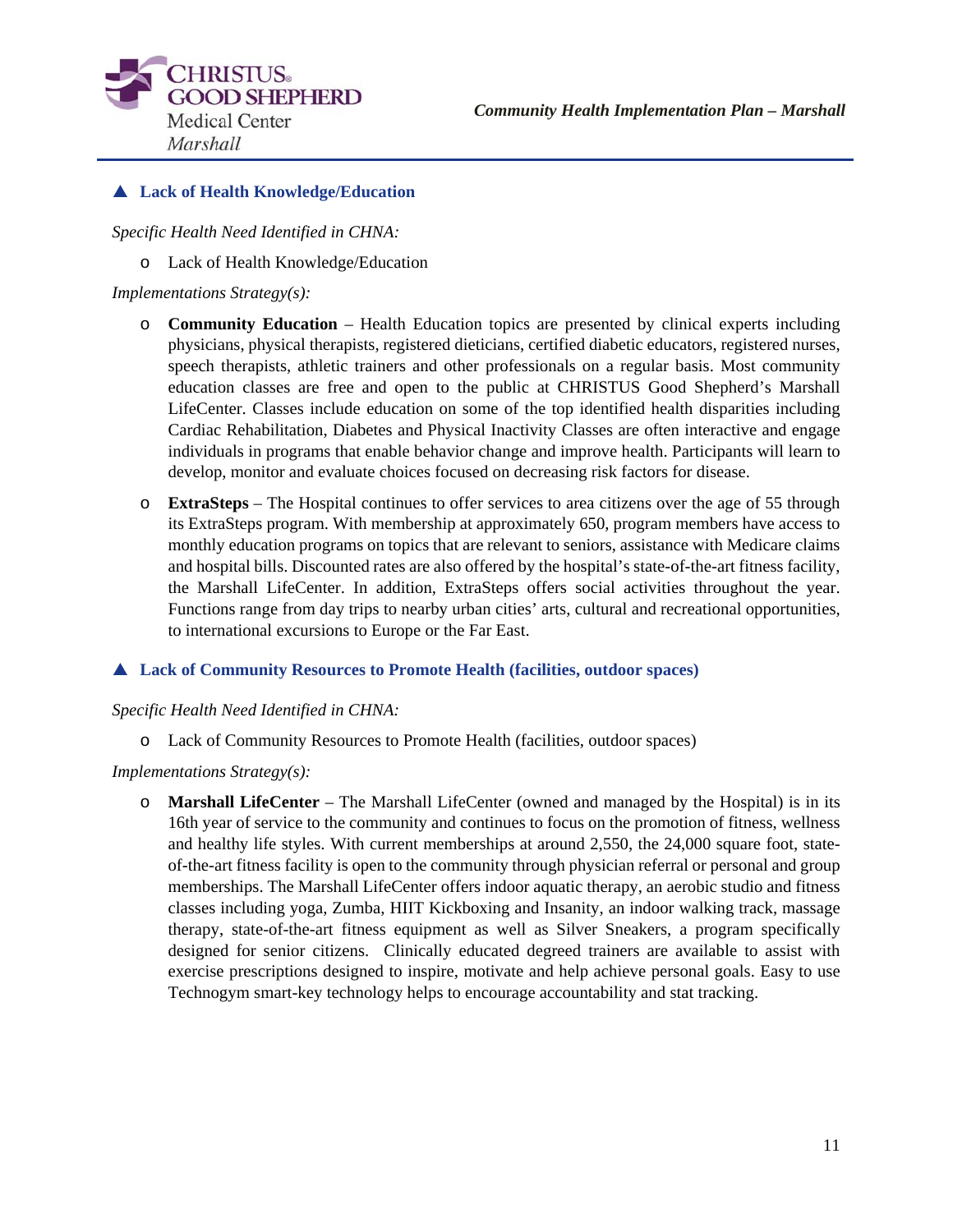## ▲ Lack of Health Knowledge/Education

*Specific Health Need Identified in CHNA:*

- Lack of Health Knowledge/Education

*Implementations Strategy(s):*

- **Community Education** – Health Education topics are presented by clinical experts including physicians, physical therapists, registered dieticians, certified diabetic educators, registered nurses, speech therapists, athletic trainers and other professionals on a regular basis. Most community education classes are free and open to the public at CHRISTUS Good Shepherd's Marshall LifeCenter. Classes include education on some of the top identified health disparities including Cardiac Rehabilitation, Diabetes and Physical Inactivity Classes are often interactive and engage individuals in programs that enable behavior change and improve health. Participants will learn to develop, monitor and evaluate choices focused on decreasing risk factors for disease.

- **ExtraSteps** – The Hospital continues to offer services to area citizens over the age of 55 through its ExtraSteps program. With membership at approximately 650, program members have access to monthly education programs on topics that are relevant to seniors, assistance with Medicare claims and hospital bills. Discounted rates are also offered by the hospital's state-of-the-art fitness facility, the Marshall LifeCenter. In addition, ExtraSteps offers social activities throughout the year. Functions range from day trips to nearby urban cities' arts, cultural and recreational opportunities, to international excursions to Europe or the Far East.

## ▲ Lack of Community Resources to Promote Health (facilities, outdoor spaces)

*Specific Health Need Identified in CHNA:*

- Lack of Community Resources to Promote Health (facilities, outdoor spaces)

*Implementations Strategy(s):*

- **Marshall LifeCenter** – The Marshall LifeCenter (owned and managed by the Hospital) is in its 16th year of service to the community and continues to focus on the promotion of fitness, wellness and healthy life styles. With current memberships at around 2,550, the 24,000 square foot, state-of-the-art fitness facility is open to the community through physician referral or personal and group memberships. The Marshall LifeCenter offers indoor aquatic therapy, an aerobic studio and fitness classes including yoga, Zumba, HIIT Kickboxing and Insanity, an indoor walking track, massage therapy, state-of-the-art fitness equipment as well as Silver Sneakers, a program specifically designed for senior citizens. Clinically educated degreed trainers are available to assist with exercise prescriptions designed to inspire, motivate and help achieve personal goals. Easy to use Technogym smart-key technology helps to encourage accountability and stat tracking.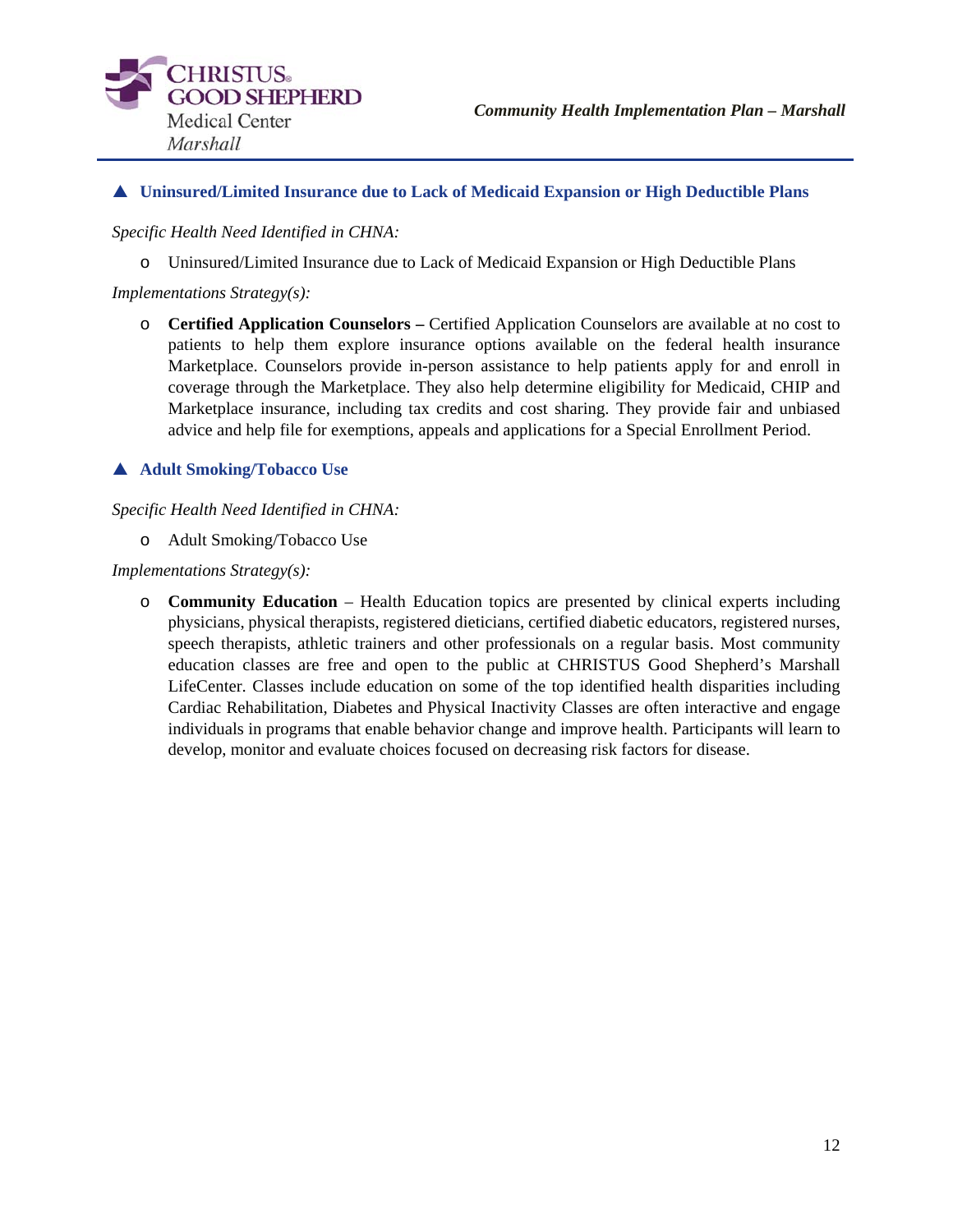### ▲ Uninsured/Limited Insurance due to Lack of Medicaid Expansion or High Deductible Plans

*Specific Health Need Identified in CHNA:*

- Uninsured/Limited Insurance due to Lack of Medicaid Expansion or High Deductible Plans

*Implementations Strategy(s):*

- **Certified Application Counselors –** Certified Application Counselors are available at no cost to patients to help them explore insurance options available on the federal health insurance Marketplace. Counselors provide in-person assistance to help patients apply for and enroll in coverage through the Marketplace. They also help determine eligibility for Medicaid, CHIP and Marketplace insurance, including tax credits and cost sharing. They provide fair and unbiased advice and help file for exemptions, appeals and applications for a Special Enrollment Period.

### ▲ Adult Smoking/Tobacco Use

*Specific Health Need Identified in CHNA:*

- Adult Smoking/Tobacco Use

*Implementations Strategy(s):*

- **Community Education** – Health Education topics are presented by clinical experts including physicians, physical therapists, registered dieticians, certified diabetic educators, registered nurses, speech therapists, athletic trainers and other professionals on a regular basis. Most community education classes are free and open to the public at CHRISTUS Good Shepherd's Marshall LifeCenter. Classes include education on some of the top identified health disparities including Cardiac Rehabilitation, Diabetes and Physical Inactivity Classes are often interactive and engage individuals in programs that enable behavior change and improve health. Participants will learn to develop, monitor and evaluate choices focused on decreasing risk factors for disease.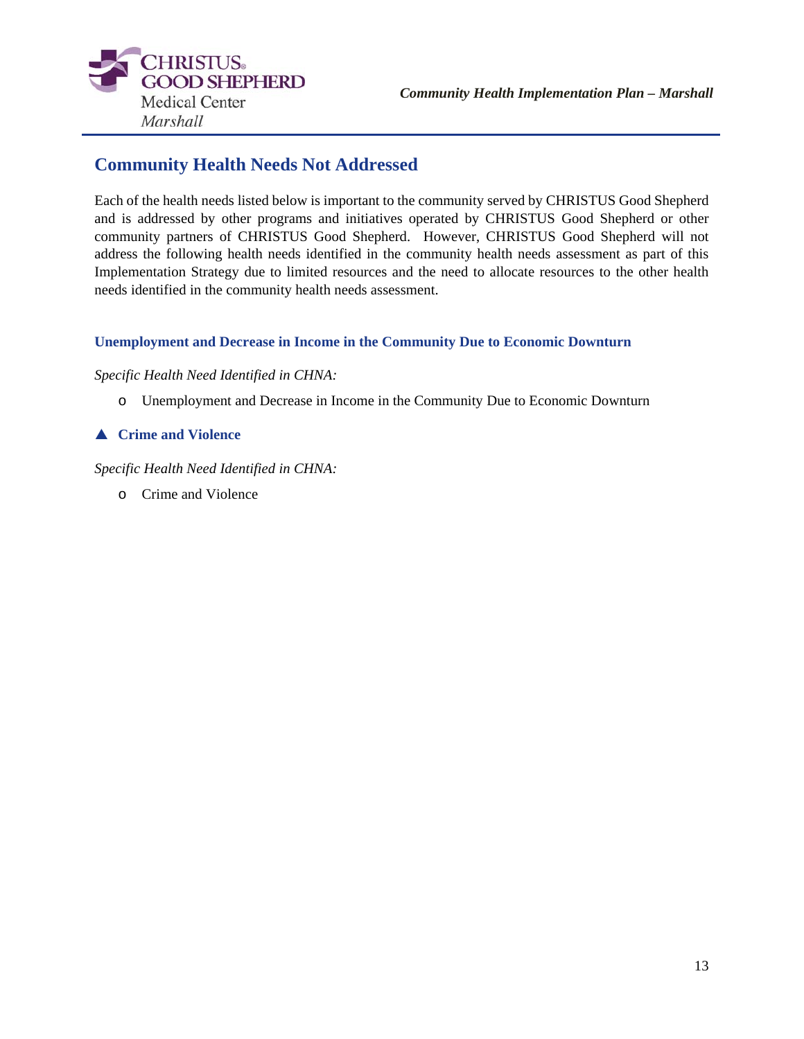## Community Health Needs Not Addressed

Each of the health needs listed below is important to the community served by CHRISTUS Good Shepherd and is addressed by other programs and initiatives operated by CHRISTUS Good Shepherd or other community partners of CHRISTUS Good Shepherd. However, CHRISTUS Good Shepherd will not address the following health needs identified in the community health needs assessment as part of this Implementation Strategy due to limited resources and the need to allocate resources to the other health needs identified in the community health needs assessment.

### Unemployment and Decrease in Income in the Community Due to Economic Downturn

*Specific Health Need Identified in CHNA:*

- Unemployment and Decrease in Income in the Community Due to Economic Downturn

### ▲ Crime and Violence

*Specific Health Need Identified in CHNA:*

- Crime and Violence